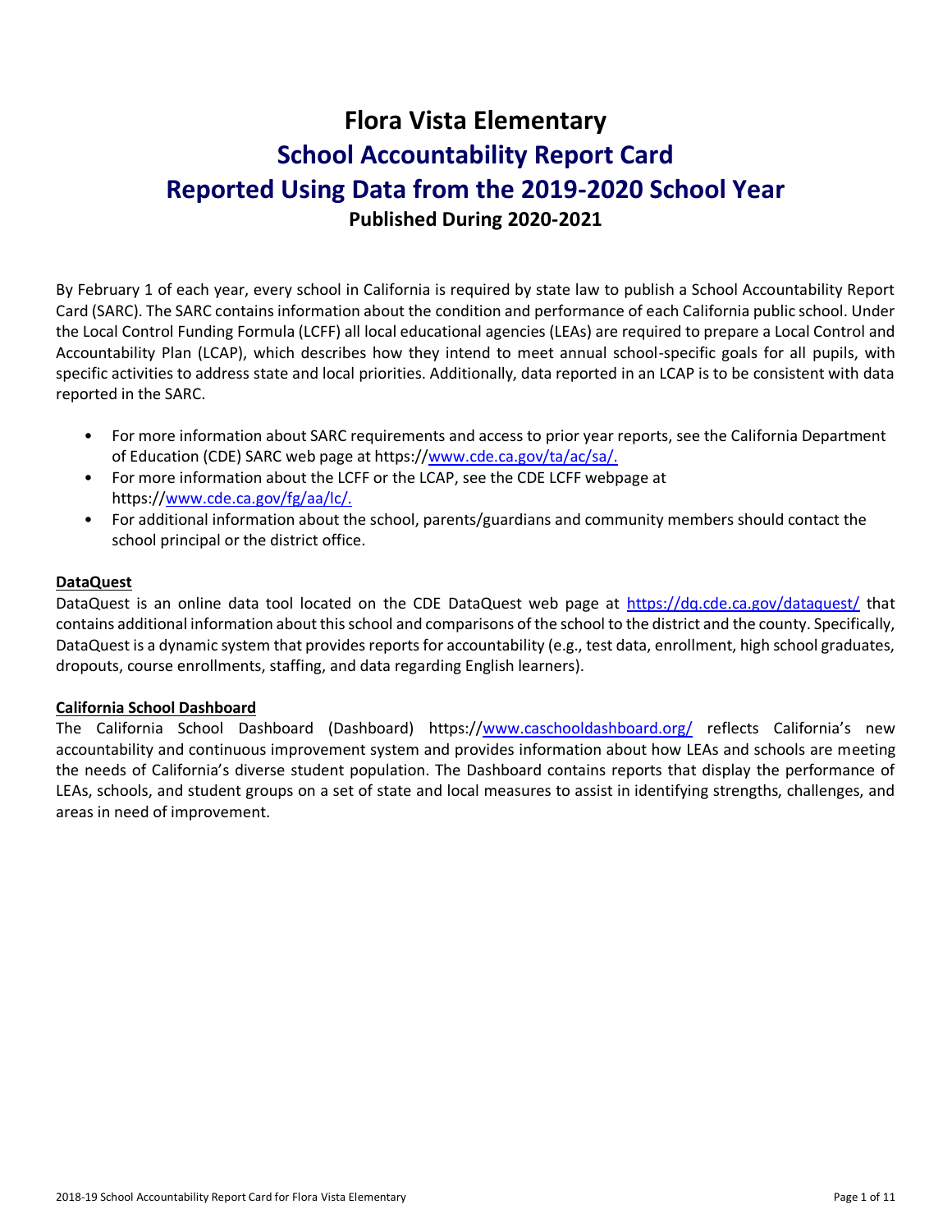# Flora Vista Elementary

# School Accountability Report Card

# Reported Using Data from the 2019-2020 School Year

**Published During 2020-2021**

By February 1 of each year, every school in California is required by state law to publish a School Accountability Report Card (SARC). The SARC contains information about the condition and performance of each California public school. Under the Local Control Funding Formula (LCFF) all local educational agencies (LEAs) are required to prepare a Local Control and Accountability Plan (LCAP), which describes how they intend to meet annual school-specific goals for all pupils, with specific activities to address state and local priorities. Additionally, data reported in an LCAP is to be consistent with data reported in the SARC.

- For more information about SARC requirements and access to prior year reports, see the California Department of Education (CDE) SARC web page at https://www.cde.ca.gov/ta/ac/sa/.
- For more information about the LCFF or the LCAP, see the CDE LCFF webpage at https://www.cde.ca.gov/fg/aa/lc/.
- For additional information about the school, parents/guardians and community members should contact the school principal or the district office.

**DataQuest**

DataQuest is an online data tool located on the CDE DataQuest web page at https://dq.cde.ca.gov/dataquest/ that contains additional information about this school and comparisons of the school to the district and the county. Specifically, DataQuest is a dynamic system that provides reports for accountability (e.g., test data, enrollment, high school graduates, dropouts, course enrollments, staffing, and data regarding English learners).

**California School Dashboard**

The California School Dashboard (Dashboard) https://www.caschooldashboard.org/ reflects California's new accountability and continuous improvement system and provides information about how LEAs and schools are meeting the needs of California's diverse student population. The Dashboard contains reports that display the performance of LEAs, schools, and student groups on a set of state and local measures to assist in identifying strengths, challenges, and areas in need of improvement.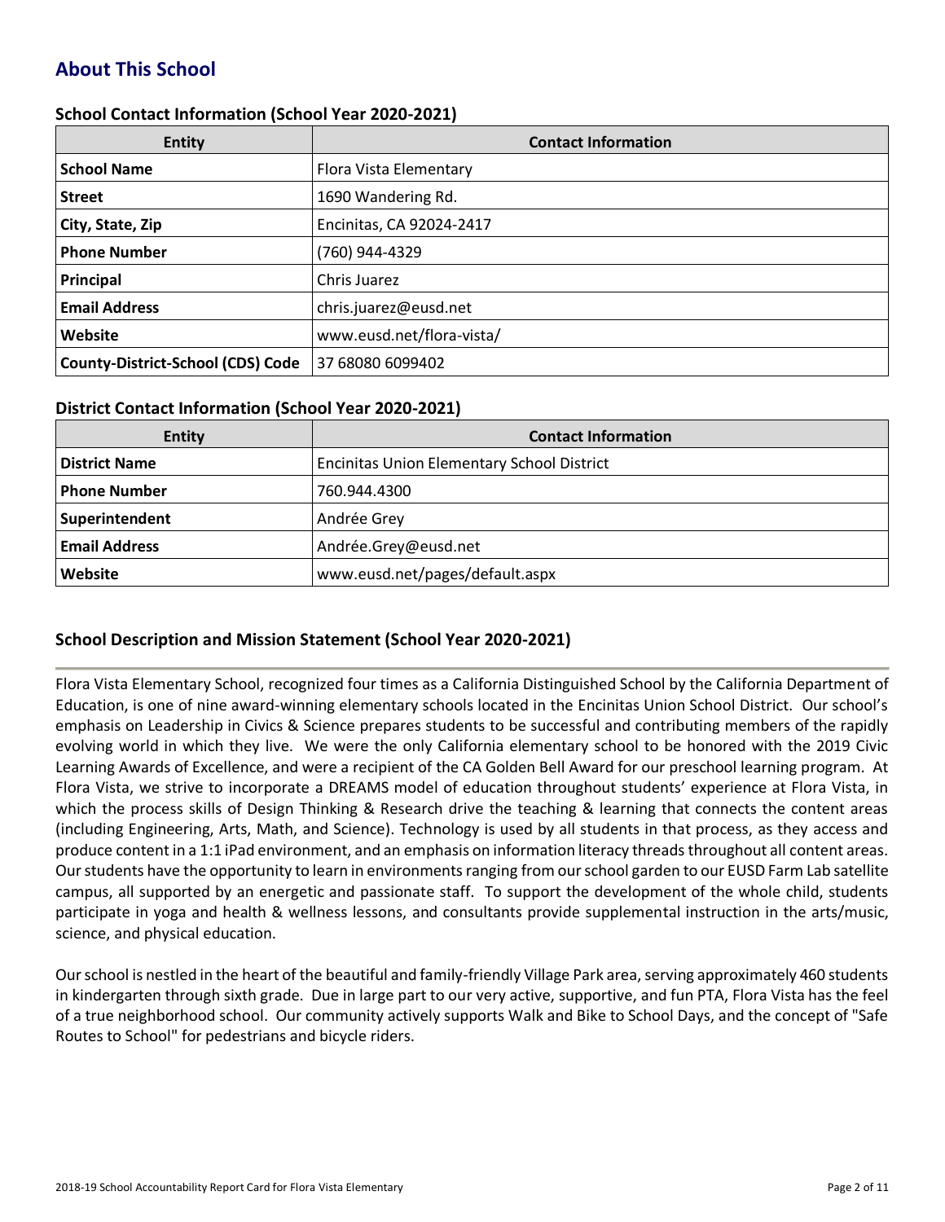## About This School

### School Contact Information (School Year 2020-2021)

| Entity | Contact Information |
| --- | --- |
| **School Name** | Flora Vista Elementary |
| **Street** | 1690 Wandering Rd. |
| **City, State, Zip** | Encinitas, CA 92024-2417 |
| **Phone Number** | (760) 944-4329 |
| **Principal** | Chris Juarez |
| **Email Address** | chris.juarez@eusd.net |
| **Website** | www.eusd.net/flora-vista/ |
| **County-District-School (CDS) Code** | 37 68080 6099402 |

### District Contact Information (School Year 2020-2021)

| Entity | Contact Information |
| --- | --- |
| **District Name** | Encinitas Union Elementary School District |
| **Phone Number** | 760.944.4300 |
| **Superintendent** | Andrée Grey |
| **Email Address** | Andrée.Grey@eusd.net |
| **Website** | www.eusd.net/pages/default.aspx |

### School Description and Mission Statement (School Year 2020-2021)

Flora Vista Elementary School, recognized four times as a California Distinguished School by the California Department of Education, is one of nine award-winning elementary schools located in the Encinitas Union School District. Our school's emphasis on Leadership in Civics & Science prepares students to be successful and contributing members of the rapidly evolving world in which they live. We were the only California elementary school to be honored with the 2019 Civic Learning Awards of Excellence, and were a recipient of the CA Golden Bell Award for our preschool learning program. At Flora Vista, we strive to incorporate a DREAMS model of education throughout students' experience at Flora Vista, in which the process skills of Design Thinking & Research drive the teaching & learning that connects the content areas (including Engineering, Arts, Math, and Science). Technology is used by all students in that process, as they access and produce content in a 1:1 iPad environment, and an emphasis on information literacy threads throughout all content areas. Our students have the opportunity to learn in environments ranging from our school garden to our EUSD Farm Lab satellite campus, all supported by an energetic and passionate staff. To support the development of the whole child, students participate in yoga and health & wellness lessons, and consultants provide supplemental instruction in the arts/music, science, and physical education.

Our school is nestled in the heart of the beautiful and family-friendly Village Park area, serving approximately 460 students in kindergarten through sixth grade. Due in large part to our very active, supportive, and fun PTA, Flora Vista has the feel of a true neighborhood school. Our community actively supports Walk and Bike to School Days, and the concept of "Safe Routes to School" for pedestrians and bicycle riders.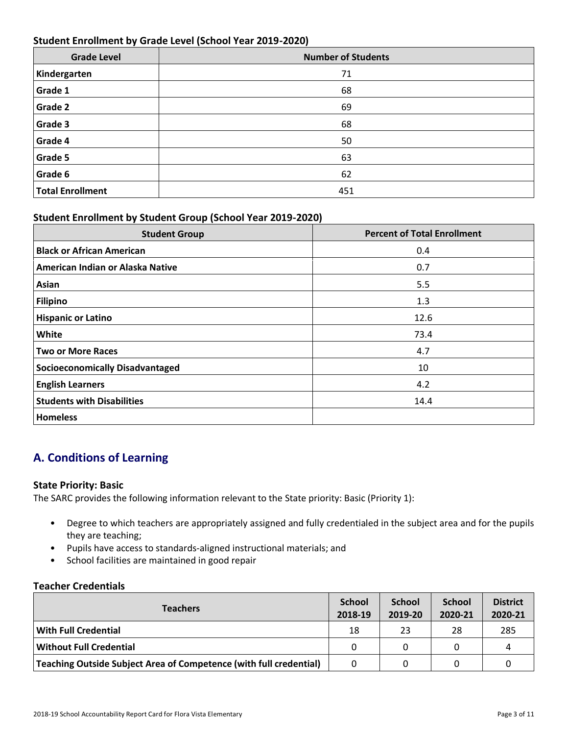### Student Enrollment by Grade Level (School Year 2019-2020)

| Grade Level | Number of Students |
|---|---|
| **Kindergarten** | 71 |
| **Grade 1** | 68 |
| **Grade 2** | 69 |
| **Grade 3** | 68 |
| **Grade 4** | 50 |
| **Grade 5** | 63 |
| **Grade 6** | 62 |
| **Total Enrollment** | 451 |

### Student Enrollment by Student Group (School Year 2019-2020)

| Student Group | Percent of Total Enrollment |
|---|---|
| **Black or African American** | 0.4 |
| **American Indian or Alaska Native** | 0.7 |
| **Asian** | 5.5 |
| **Filipino** | 1.3 |
| **Hispanic or Latino** | 12.6 |
| **White** | 73.4 |
| **Two or More Races** | 4.7 |
| **Socioeconomically Disadvantaged** | 10 |
| **English Learners** | 4.2 |
| **Students with Disabilities** | 14.4 |
| **Homeless** | |

## A. Conditions of Learning

### State Priority: Basic

The SARC provides the following information relevant to the State priority: Basic (Priority 1):

- Degree to which teachers are appropriately assigned and fully credentialed in the subject area and for the pupils they are teaching;
- Pupils have access to standards-aligned instructional materials; and
- School facilities are maintained in good repair

### Teacher Credentials

| Teachers | School 2018-19 | School 2019-20 | School 2020-21 | District 2020-21 |
|---|---|---|---|---|
| **With Full Credential** | 18 | 23 | 28 | 285 |
| **Without Full Credential** | 0 | 0 | 0 | 4 |
| **Teaching Outside Subject Area of Competence (with full credential)** | 0 | 0 | 0 | 0 |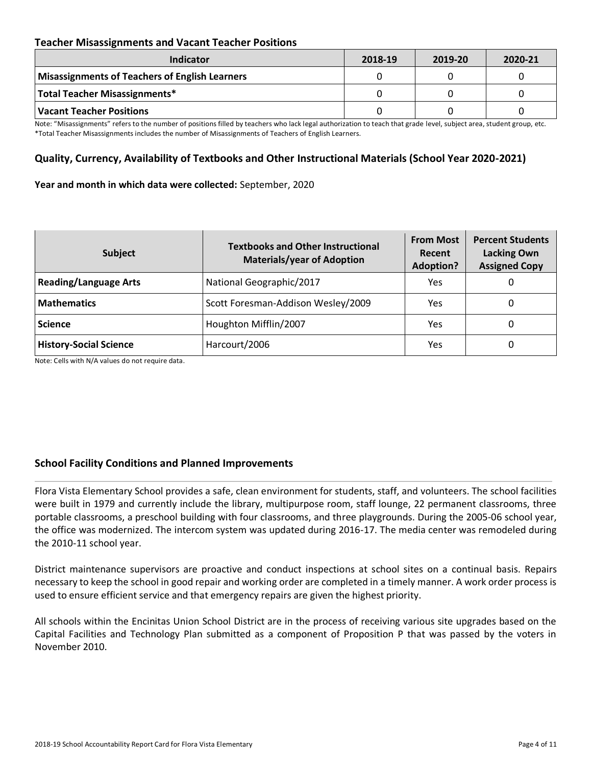### Teacher Misassignments and Vacant Teacher Positions

| Indicator | 2018-19 | 2019-20 | 2020-21 |
| --- | --- | --- | --- |
| **Misassignments of Teachers of English Learners** | 0 | 0 | 0 |
| **Total Teacher Misassignments*** | 0 | 0 | 0 |
| **Vacant Teacher Positions** | 0 | 0 | 0 |

Note: "Misassignments" refers to the number of positions filled by teachers who lack legal authorization to teach that grade level, subject area, student group, etc.
*Total Teacher Misassignments includes the number of Misassignments of Teachers of English Learners.

### Quality, Currency, Availability of Textbooks and Other Instructional Materials (School Year 2020-2021)

**Year and month in which data were collected:** September, 2020

| Subject | Textbooks and Other Instructional Materials/year of Adoption | From Most Recent Adoption? | Percent Students Lacking Own Assigned Copy |
| --- | --- | --- | --- |
| **Reading/Language Arts** | National Geographic/2017 | Yes | 0 |
| **Mathematics** | Scott Foresman-Addison Wesley/2009 | Yes | 0 |
| **Science** | Houghton Mifflin/2007 | Yes | 0 |
| **History-Social Science** | Harcourt/2006 | Yes | 0 |

Note: Cells with N/A values do not require data.

### School Facility Conditions and Planned Improvements

Flora Vista Elementary School provides a safe, clean environment for students, staff, and volunteers. The school facilities were built in 1979 and currently include the library, multipurpose room, staff lounge, 22 permanent classrooms, three portable classrooms, a preschool building with four classrooms, and three playgrounds. During the 2005-06 school year, the office was modernized. The intercom system was updated during 2016-17. The media center was remodeled during the 2010-11 school year.

District maintenance supervisors are proactive and conduct inspections at school sites on a continual basis. Repairs necessary to keep the school in good repair and working order are completed in a timely manner. A work order process is used to ensure efficient service and that emergency repairs are given the highest priority.

All schools within the Encinitas Union School District are in the process of receiving various site upgrades based on the Capital Facilities and Technology Plan submitted as a component of Proposition P that was passed by the voters in November 2010.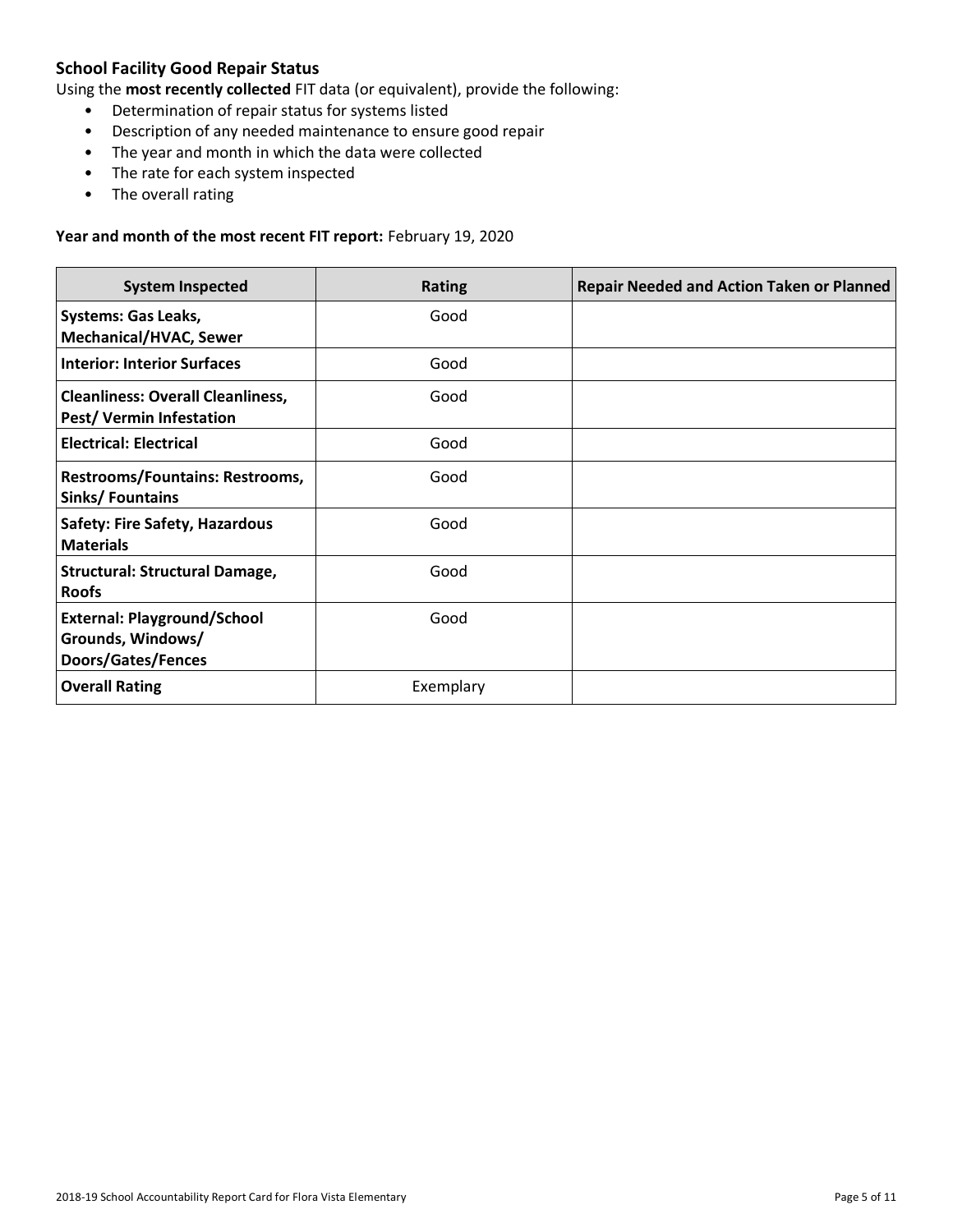### School Facility Good Repair Status

Using the **most recently collected** FIT data (or equivalent), provide the following:

- Determination of repair status for systems listed
- Description of any needed maintenance to ensure good repair
- The year and month in which the data were collected
- The rate for each system inspected
- The overall rating

**Year and month of the most recent FIT report:** February 19, 2020

| System Inspected | Rating | Repair Needed and Action Taken or Planned |
| --- | --- | --- |
| **Systems: Gas Leaks, Mechanical/HVAC, Sewer** | Good | |
| **Interior: Interior Surfaces** | Good | |
| **Cleanliness: Overall Cleanliness, Pest/ Vermin Infestation** | Good | |
| **Electrical: Electrical** | Good | |
| **Restrooms/Fountains: Restrooms, Sinks/ Fountains** | Good | |
| **Safety: Fire Safety, Hazardous Materials** | Good | |
| **Structural: Structural Damage, Roofs** | Good | |
| **External: Playground/School Grounds, Windows/ Doors/Gates/Fences** | Good | |
| **Overall Rating** | Exemplary | |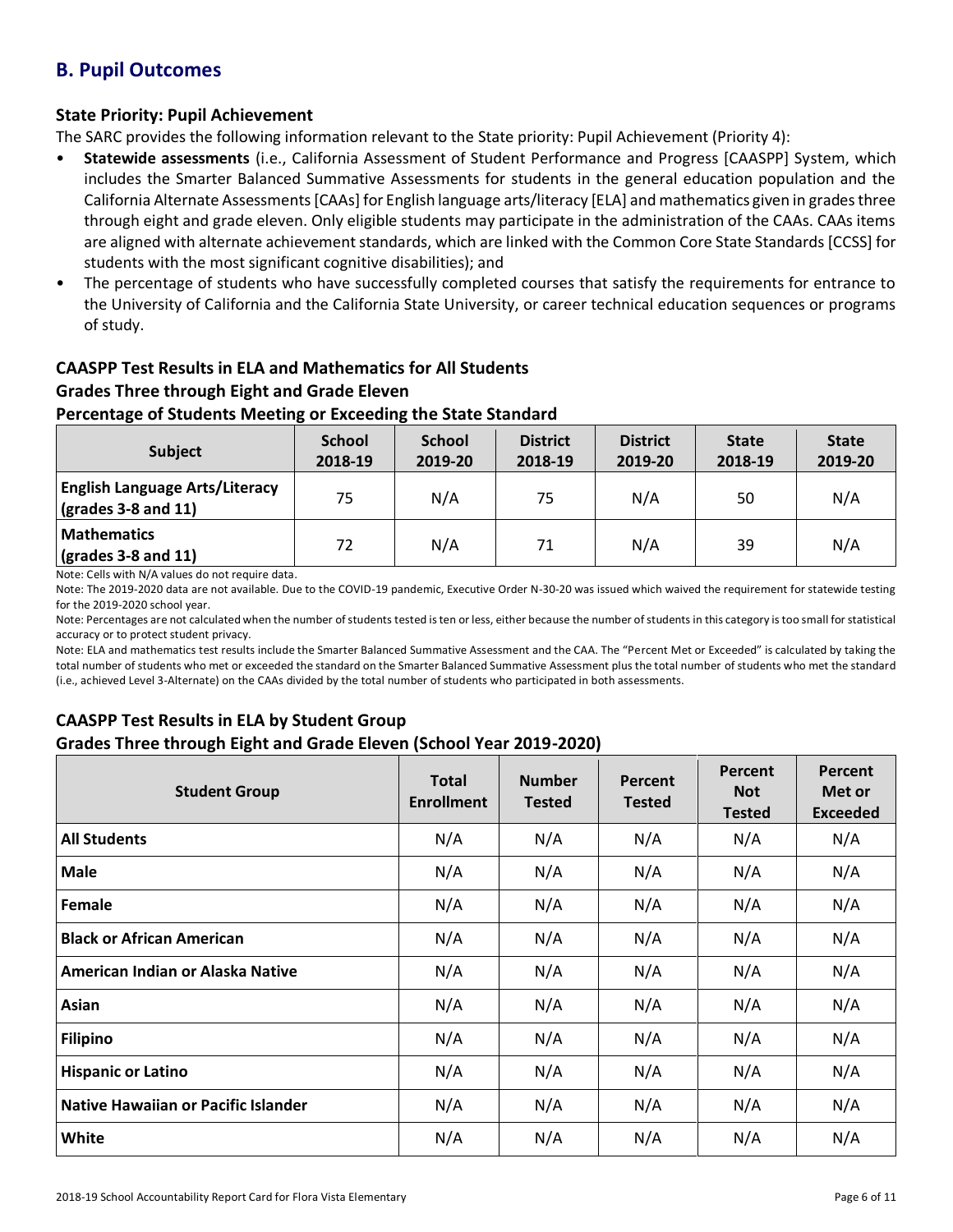## B. Pupil Outcomes

### State Priority: Pupil Achievement

The SARC provides the following information relevant to the State priority: Pupil Achievement (Priority 4):

- **Statewide assessments** (i.e., California Assessment of Student Performance and Progress [CAASPP] System, which includes the Smarter Balanced Summative Assessments for students in the general education population and the California Alternate Assessments [CAAs] for English language arts/literacy [ELA] and mathematics given in grades three through eight and grade eleven. Only eligible students may participate in the administration of the CAAs. CAAs items are aligned with alternate achievement standards, which are linked with the Common Core State Standards [CCSS] for students with the most significant cognitive disabilities); and
- The percentage of students who have successfully completed courses that satisfy the requirements for entrance to the University of California and the California State University, or career technical education sequences or programs of study.

### CAASPP Test Results in ELA and Mathematics for All Students
### Grades Three through Eight and Grade Eleven
### Percentage of Students Meeting or Exceeding the State Standard

| Subject | School 2018-19 | School 2019-20 | District 2018-19 | District 2019-20 | State 2018-19 | State 2019-20 |
|---|---|---|---|---|---|---|
| **English Language Arts/Literacy (grades 3-8 and 11)** | 75 | N/A | 75 | N/A | 50 | N/A |
| **Mathematics (grades 3-8 and 11)** | 72 | N/A | 71 | N/A | 39 | N/A |

Note: Cells with N/A values do not require data.

Note: The 2019-2020 data are not available. Due to the COVID-19 pandemic, Executive Order N-30-20 was issued which waived the requirement for statewide testing for the 2019-2020 school year.

Note: Percentages are not calculated when the number of students tested is ten or less, either because the number of students in this category is too small for statistical accuracy or to protect student privacy.

Note: ELA and mathematics test results include the Smarter Balanced Summative Assessment and the CAA. The "Percent Met or Exceeded" is calculated by taking the total number of students who met or exceeded the standard on the Smarter Balanced Summative Assessment plus the total number of students who met the standard (i.e., achieved Level 3-Alternate) on the CAAs divided by the total number of students who participated in both assessments.

### CAASPP Test Results in ELA by Student Group
### Grades Three through Eight and Grade Eleven (School Year 2019-2020)

| Student Group | Total Enrollment | Number Tested | Percent Tested | Percent Not Tested | Percent Met or Exceeded |
|---|---|---|---|---|---|
| **All Students** | N/A | N/A | N/A | N/A | N/A |
| **Male** | N/A | N/A | N/A | N/A | N/A |
| **Female** | N/A | N/A | N/A | N/A | N/A |
| **Black or African American** | N/A | N/A | N/A | N/A | N/A |
| **American Indian or Alaska Native** | N/A | N/A | N/A | N/A | N/A |
| **Asian** | N/A | N/A | N/A | N/A | N/A |
| **Filipino** | N/A | N/A | N/A | N/A | N/A |
| **Hispanic or Latino** | N/A | N/A | N/A | N/A | N/A |
| **Native Hawaiian or Pacific Islander** | N/A | N/A | N/A | N/A | N/A |
| **White** | N/A | N/A | N/A | N/A | N/A |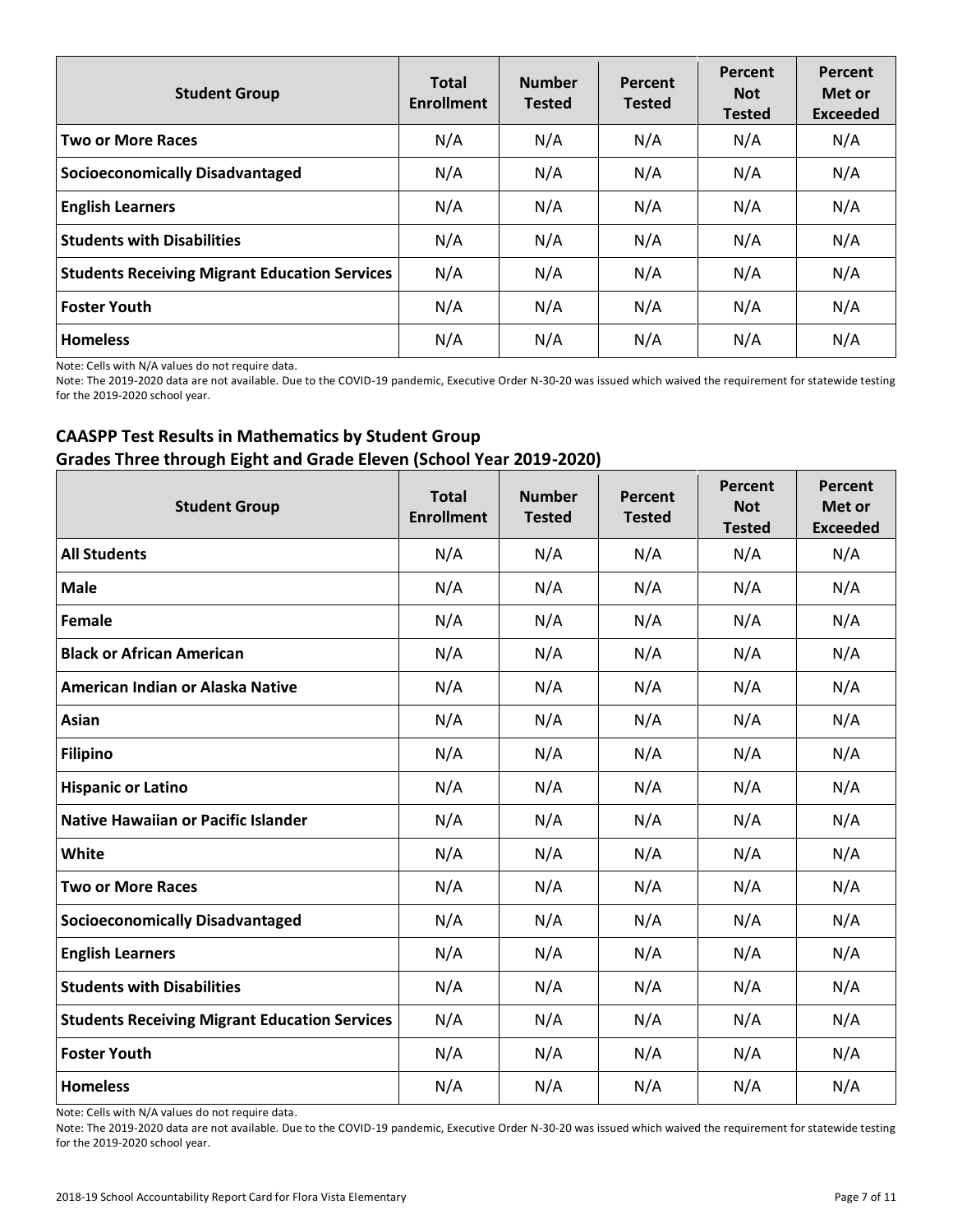| Student Group | Total Enrollment | Number Tested | Percent Tested | Percent Not Tested | Percent Met or Exceeded |
|---|---|---|---|---|---|
| **Two or More Races** | N/A | N/A | N/A | N/A | N/A |
| **Socioeconomically Disadvantaged** | N/A | N/A | N/A | N/A | N/A |
| **English Learners** | N/A | N/A | N/A | N/A | N/A |
| **Students with Disabilities** | N/A | N/A | N/A | N/A | N/A |
| **Students Receiving Migrant Education Services** | N/A | N/A | N/A | N/A | N/A |
| **Foster Youth** | N/A | N/A | N/A | N/A | N/A |
| **Homeless** | N/A | N/A | N/A | N/A | N/A |

Note: Cells with N/A values do not require data.

Note: The 2019-2020 data are not available. Due to the COVID-19 pandemic, Executive Order N-30-20 was issued which waived the requirement for statewide testing for the 2019-2020 school year.

### CAASPP Test Results in Mathematics by Student Group
### Grades Three through Eight and Grade Eleven (School Year 2019-2020)

| Student Group | Total Enrollment | Number Tested | Percent Tested | Percent Not Tested | Percent Met or Exceeded |
|---|---|---|---|---|---|
| **All Students** | N/A | N/A | N/A | N/A | N/A |
| **Male** | N/A | N/A | N/A | N/A | N/A |
| **Female** | N/A | N/A | N/A | N/A | N/A |
| **Black or African American** | N/A | N/A | N/A | N/A | N/A |
| **American Indian or Alaska Native** | N/A | N/A | N/A | N/A | N/A |
| **Asian** | N/A | N/A | N/A | N/A | N/A |
| **Filipino** | N/A | N/A | N/A | N/A | N/A |
| **Hispanic or Latino** | N/A | N/A | N/A | N/A | N/A |
| **Native Hawaiian or Pacific Islander** | N/A | N/A | N/A | N/A | N/A |
| **White** | N/A | N/A | N/A | N/A | N/A |
| **Two or More Races** | N/A | N/A | N/A | N/A | N/A |
| **Socioeconomically Disadvantaged** | N/A | N/A | N/A | N/A | N/A |
| **English Learners** | N/A | N/A | N/A | N/A | N/A |
| **Students with Disabilities** | N/A | N/A | N/A | N/A | N/A |
| **Students Receiving Migrant Education Services** | N/A | N/A | N/A | N/A | N/A |
| **Foster Youth** | N/A | N/A | N/A | N/A | N/A |
| **Homeless** | N/A | N/A | N/A | N/A | N/A |

Note: Cells with N/A values do not require data.

Note: The 2019-2020 data are not available. Due to the COVID-19 pandemic, Executive Order N-30-20 was issued which waived the requirement for statewide testing for the 2019-2020 school year.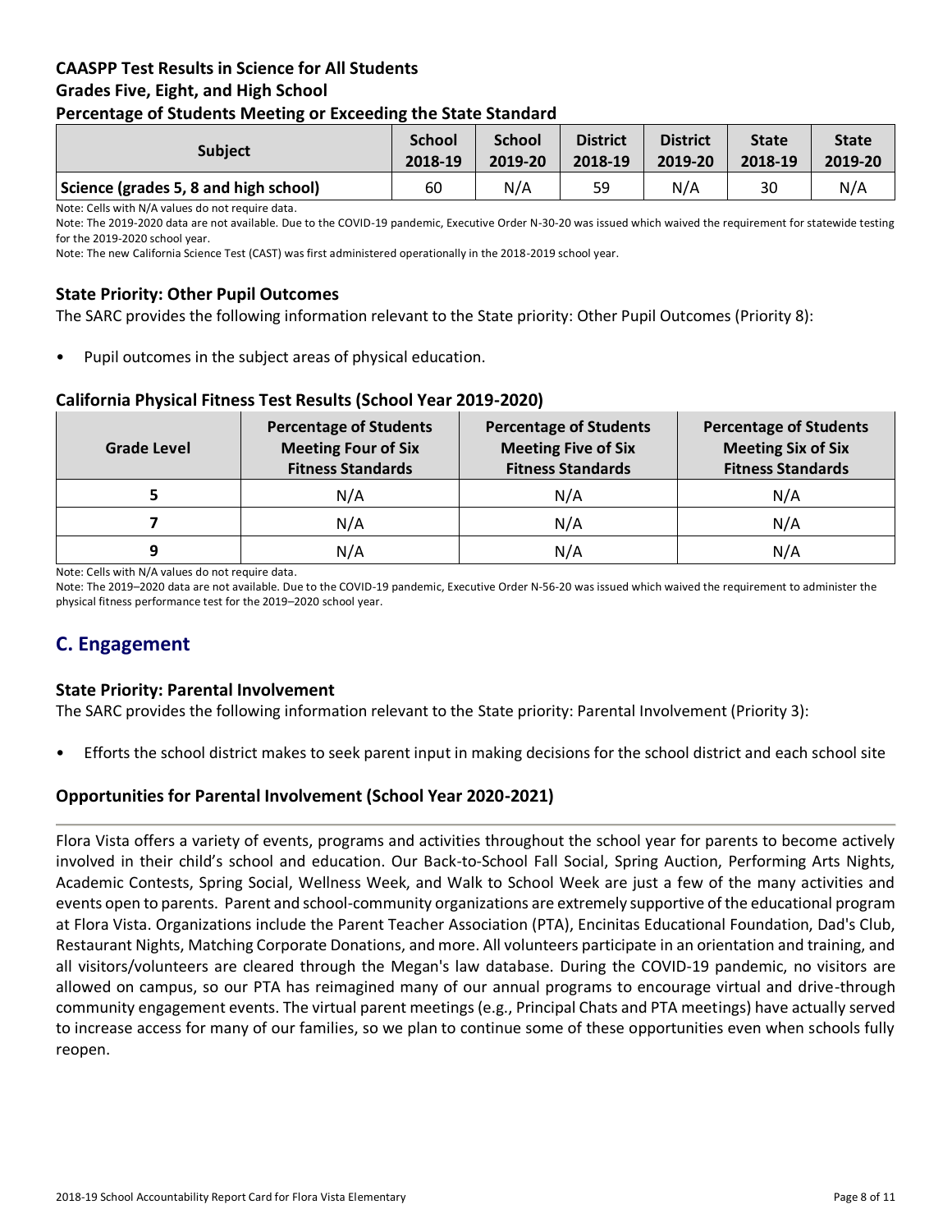### CAASPP Test Results in Science for All Students
### Grades Five, Eight, and High School
### Percentage of Students Meeting or Exceeding the State Standard

| Subject | School 2018-19 | School 2019-20 | District 2018-19 | District 2019-20 | State 2018-19 | State 2019-20 |
|---|---|---|---|---|---|---|
| Science (grades 5, 8 and high school) | 60 | N/A | 59 | N/A | 30 | N/A |

Note: Cells with N/A values do not require data.

Note: The 2019-2020 data are not available. Due to the COVID-19 pandemic, Executive Order N-30-20 was issued which waived the requirement for statewide testing for the 2019-2020 school year.

Note: The new California Science Test (CAST) was first administered operationally in the 2018-2019 school year.

### State Priority: Other Pupil Outcomes

The SARC provides the following information relevant to the State priority: Other Pupil Outcomes (Priority 8):

- Pupil outcomes in the subject areas of physical education.

### California Physical Fitness Test Results (School Year 2019-2020)

| Grade Level | Percentage of Students Meeting Four of Six Fitness Standards | Percentage of Students Meeting Five of Six Fitness Standards | Percentage of Students Meeting Six of Six Fitness Standards |
|---|---|---|---|
| 5 | N/A | N/A | N/A |
| 7 | N/A | N/A | N/A |
| 9 | N/A | N/A | N/A |

Note: Cells with N/A values do not require data.

Note: The 2019–2020 data are not available. Due to the COVID-19 pandemic, Executive Order N-56-20 was issued which waived the requirement to administer the physical fitness performance test for the 2019–2020 school year.

## C. Engagement

### State Priority: Parental Involvement

The SARC provides the following information relevant to the State priority: Parental Involvement (Priority 3):

- Efforts the school district makes to seek parent input in making decisions for the school district and each school site

### Opportunities for Parental Involvement (School Year 2020-2021)

Flora Vista offers a variety of events, programs and activities throughout the school year for parents to become actively involved in their child's school and education. Our Back-to-School Fall Social, Spring Auction, Performing Arts Nights, Academic Contests, Spring Social, Wellness Week, and Walk to School Week are just a few of the many activities and events open to parents. Parent and school-community organizations are extremely supportive of the educational program at Flora Vista. Organizations include the Parent Teacher Association (PTA), Encinitas Educational Foundation, Dad's Club, Restaurant Nights, Matching Corporate Donations, and more. All volunteers participate in an orientation and training, and all visitors/volunteers are cleared through the Megan's law database. During the COVID-19 pandemic, no visitors are allowed on campus, so our PTA has reimagined many of our annual programs to encourage virtual and drive-through community engagement events. The virtual parent meetings (e.g., Principal Chats and PTA meetings) have actually served to increase access for many of our families, so we plan to continue some of these opportunities even when schools fully reopen.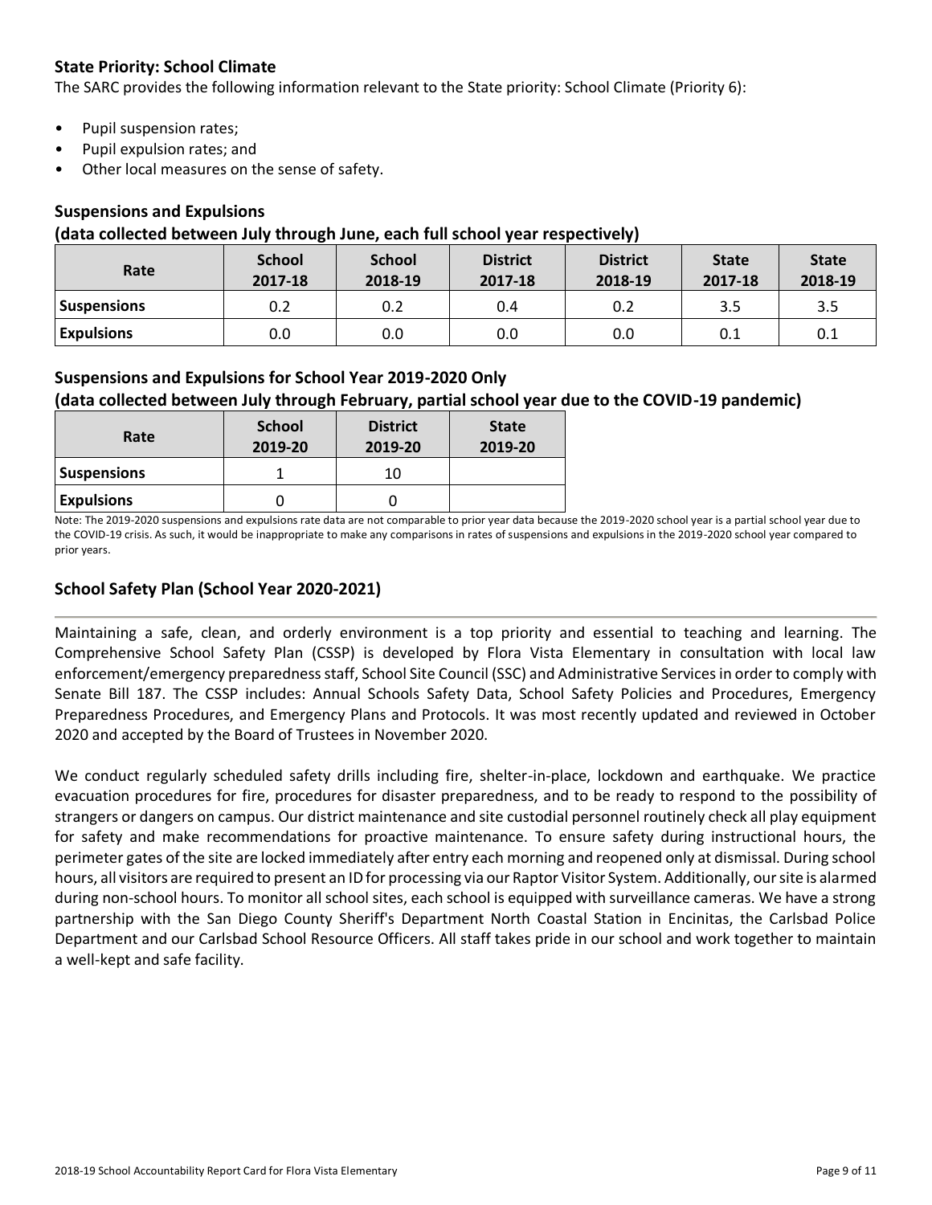### State Priority: School Climate

The SARC provides the following information relevant to the State priority: School Climate (Priority 6):

- Pupil suspension rates;
- Pupil expulsion rates; and
- Other local measures on the sense of safety.

### Suspensions and Expulsions
### (data collected between July through June, each full school year respectively)

| Rate | School 2017-18 | School 2018-19 | District 2017-18 | District 2018-19 | State 2017-18 | State 2018-19 |
|---|---|---|---|---|---|---|
| Suspensions | 0.2 | 0.2 | 0.4 | 0.2 | 3.5 | 3.5 |
| Expulsions | 0.0 | 0.0 | 0.0 | 0.0 | 0.1 | 0.1 |

### Suspensions and Expulsions for School Year 2019-2020 Only
### (data collected between July through February, partial school year due to the COVID-19 pandemic)

| Rate | School 2019-20 | District 2019-20 | State 2019-20 |
|---|---|---|---|
| Suspensions | 1 | 10 | |
| Expulsions | 0 | 0 | |

Note: The 2019-2020 suspensions and expulsions rate data are not comparable to prior year data because the 2019-2020 school year is a partial school year due to the COVID-19 crisis. As such, it would be inappropriate to make any comparisons in rates of suspensions and expulsions in the 2019-2020 school year compared to prior years.

### School Safety Plan (School Year 2020-2021)

Maintaining a safe, clean, and orderly environment is a top priority and essential to teaching and learning. The Comprehensive School Safety Plan (CSSP) is developed by Flora Vista Elementary in consultation with local law enforcement/emergency preparedness staff, School Site Council (SSC) and Administrative Services in order to comply with Senate Bill 187. The CSSP includes: Annual Schools Safety Data, School Safety Policies and Procedures, Emergency Preparedness Procedures, and Emergency Plans and Protocols. It was most recently updated and reviewed in October 2020 and accepted by the Board of Trustees in November 2020.

We conduct regularly scheduled safety drills including fire, shelter-in-place, lockdown and earthquake. We practice evacuation procedures for fire, procedures for disaster preparedness, and to be ready to respond to the possibility of strangers or dangers on campus. Our district maintenance and site custodial personnel routinely check all play equipment for safety and make recommendations for proactive maintenance. To ensure safety during instructional hours, the perimeter gates of the site are locked immediately after entry each morning and reopened only at dismissal. During school hours, all visitors are required to present an ID for processing via our Raptor Visitor System. Additionally, our site is alarmed during non-school hours. To monitor all school sites, each school is equipped with surveillance cameras. We have a strong partnership with the San Diego County Sheriff's Department North Coastal Station in Encinitas, the Carlsbad Police Department and our Carlsbad School Resource Officers. All staff takes pride in our school and work together to maintain a well-kept and safe facility.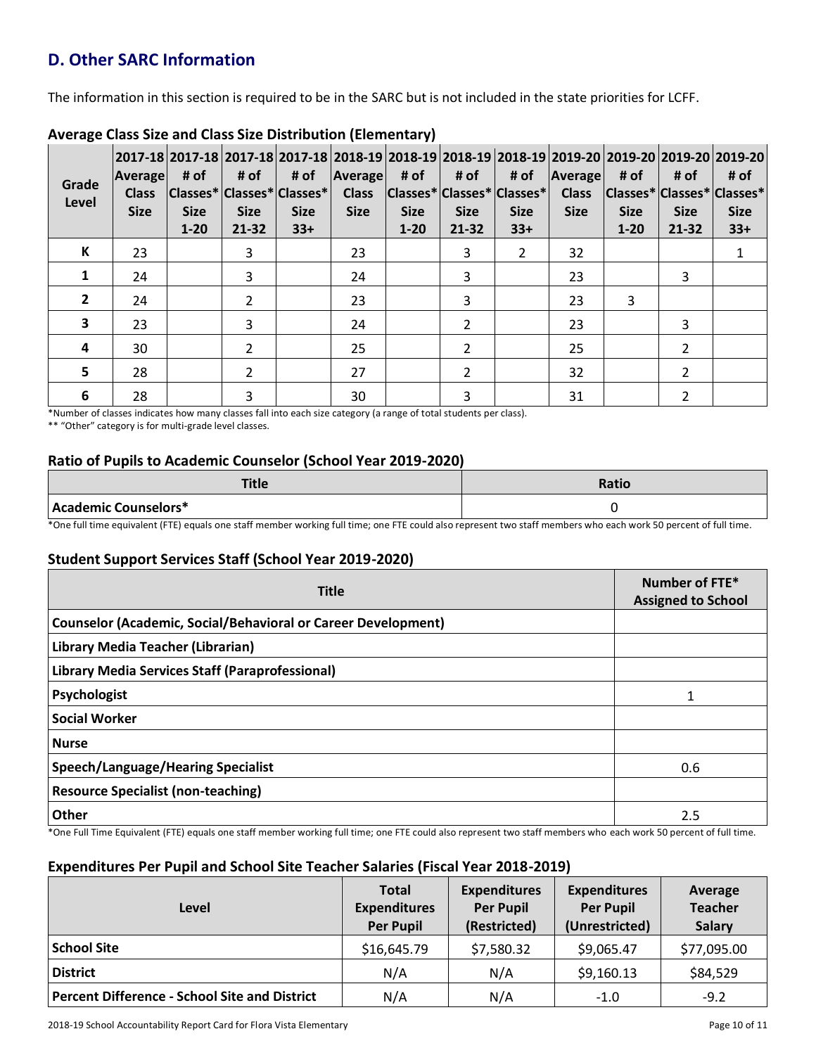## D. Other SARC Information

The information in this section is required to be in the SARC but is not included in the state priorities for LCFF.

### Average Class Size and Class Size Distribution (Elementary)

| Grade Level | 2017-18 Average Class Size | 2017-18 # of Classes* Size 1-20 | 2017-18 # of Classes* Size 21-32 | 2017-18 # of Classes* Size 33+ | 2018-19 Average Class Size | 2018-19 # of Classes* Size 1-20 | 2018-19 # of Classes* Size 21-32 | 2018-19 # of Classes* Size 33+ | 2019-20 Average Class Size | 2019-20 # of Classes* Size 1-20 | 2019-20 # of Classes* Size 21-32 | 2019-20 # of Classes* Size 33+ |
|---|---|---|---|---|---|---|---|---|---|---|---|---|
| K | 23 | | 3 | | 23 | | 3 | 2 | 32 | | | 1 |
| 1 | 24 | | 3 | | 24 | | 3 | | 23 | | 3 | |
| 2 | 24 | | 2 | | 23 | | 3 | | 23 | 3 | | |
| 3 | 23 | | 3 | | 24 | | 2 | | 23 | | 3 | |
| 4 | 30 | | 2 | | 25 | | 2 | | 25 | | 2 | |
| 5 | 28 | | 2 | | 27 | | 2 | | 32 | | 2 | |
| 6 | 28 | | 3 | | 30 | | 3 | | 31 | | 2 | |

*Number of classes indicates how many classes fall into each size category (a range of total students per class).

** "Other" category is for multi-grade level classes.

### Ratio of Pupils to Academic Counselor (School Year 2019-2020)

| Title | Ratio |
|---|---|
| **Academic Counselors*** | 0 |

*One full time equivalent (FTE) equals one staff member working full time; one FTE could also represent two staff members who each work 50 percent of full time.

### Student Support Services Staff (School Year 2019-2020)

| Title | Number of FTE* Assigned to School |
|---|---|
| **Counselor (Academic, Social/Behavioral or Career Development)** | |
| **Library Media Teacher (Librarian)** | |
| **Library Media Services Staff (Paraprofessional)** | |
| **Psychologist** | 1 |
| **Social Worker** | |
| **Nurse** | |
| **Speech/Language/Hearing Specialist** | 0.6 |
| **Resource Specialist (non-teaching)** | |
| **Other** | 2.5 |

*One Full Time Equivalent (FTE) equals one staff member working full time; one FTE could also represent two staff members who each work 50 percent of full time.

### Expenditures Per Pupil and School Site Teacher Salaries (Fiscal Year 2018-2019)

| Level | Total Expenditures Per Pupil | Expenditures Per Pupil (Restricted) | Expenditures Per Pupil (Unrestricted) | Average Teacher Salary |
|---|---|---|---|---|
| **School Site** | $16,645.79 | $7,580.32 | $9,065.47 | $77,095.00 |
| **District** | N/A | N/A | $9,160.13 | $84,529 |
| **Percent Difference - School Site and District** | N/A | N/A | -1.0 | -9.2 |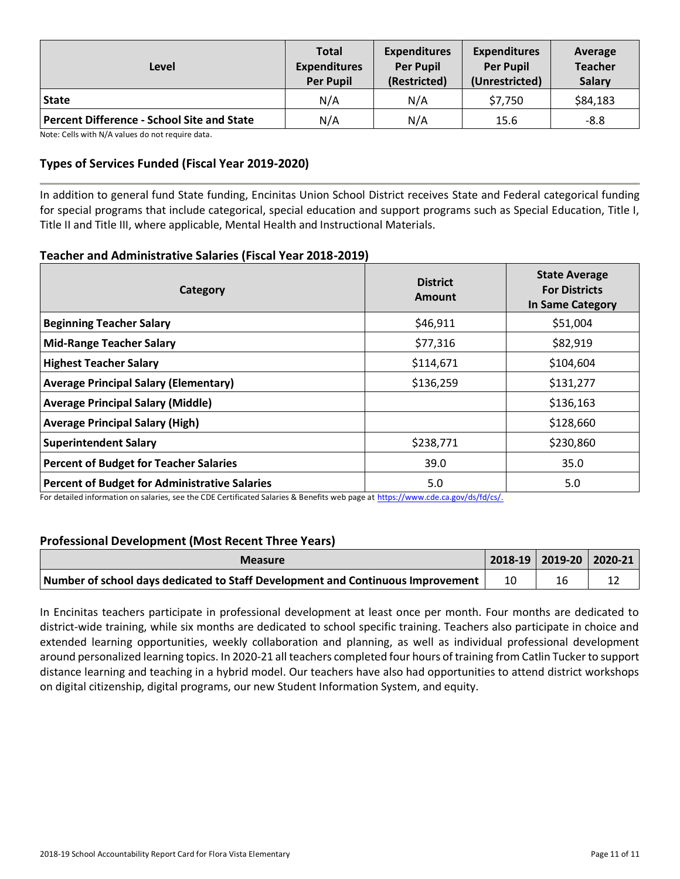| Level | Total Expenditures Per Pupil | Expenditures Per Pupil (Restricted) | Expenditures Per Pupil (Unrestricted) | Average Teacher Salary |
|---|---|---|---|---|
| **State** | N/A | N/A | $7,750 | $84,183 |
| **Percent Difference - School Site and State** | N/A | N/A | 15.6 | -8.8 |

Note: Cells with N/A values do not require data.

### Types of Services Funded (Fiscal Year 2019-2020)

In addition to general fund State funding, Encinitas Union School District receives State and Federal categorical funding for special programs that include categorical, special education and support programs such as Special Education, Title I, Title II and Title III, where applicable, Mental Health and Instructional Materials.

### Teacher and Administrative Salaries (Fiscal Year 2018-2019)

| Category | District Amount | State Average For Districts In Same Category |
|---|---|---|
| **Beginning Teacher Salary** | $46,911 | $51,004 |
| **Mid-Range Teacher Salary** | $77,316 | $82,919 |
| **Highest Teacher Salary** | $114,671 | $104,604 |
| **Average Principal Salary (Elementary)** | $136,259 | $131,277 |
| **Average Principal Salary (Middle)** | | $136,163 |
| **Average Principal Salary (High)** | | $128,660 |
| **Superintendent Salary** | $238,771 | $230,860 |
| **Percent of Budget for Teacher Salaries** | 39.0 | 35.0 |
| **Percent of Budget for Administrative Salaries** | 5.0 | 5.0 |

For detailed information on salaries, see the CDE Certificated Salaries & Benefits web page at https://www.cde.ca.gov/ds/fd/cs/.

### Professional Development (Most Recent Three Years)

| Measure | 2018-19 | 2019-20 | 2020-21 |
|---|---|---|---|
| **Number of school days dedicated to Staff Development and Continuous Improvement** | 10 | 16 | 12 |

In Encinitas teachers participate in professional development at least once per month. Four months are dedicated to district-wide training, while six months are dedicated to school specific training. Teachers also participate in choice and extended learning opportunities, weekly collaboration and planning, as well as individual professional development around personalized learning topics. In 2020-21 all teachers completed four hours of training from Catlin Tucker to support distance learning and teaching in a hybrid model. Our teachers have also had opportunities to attend district workshops on digital citizenship, digital programs, our new Student Information System, and equity.